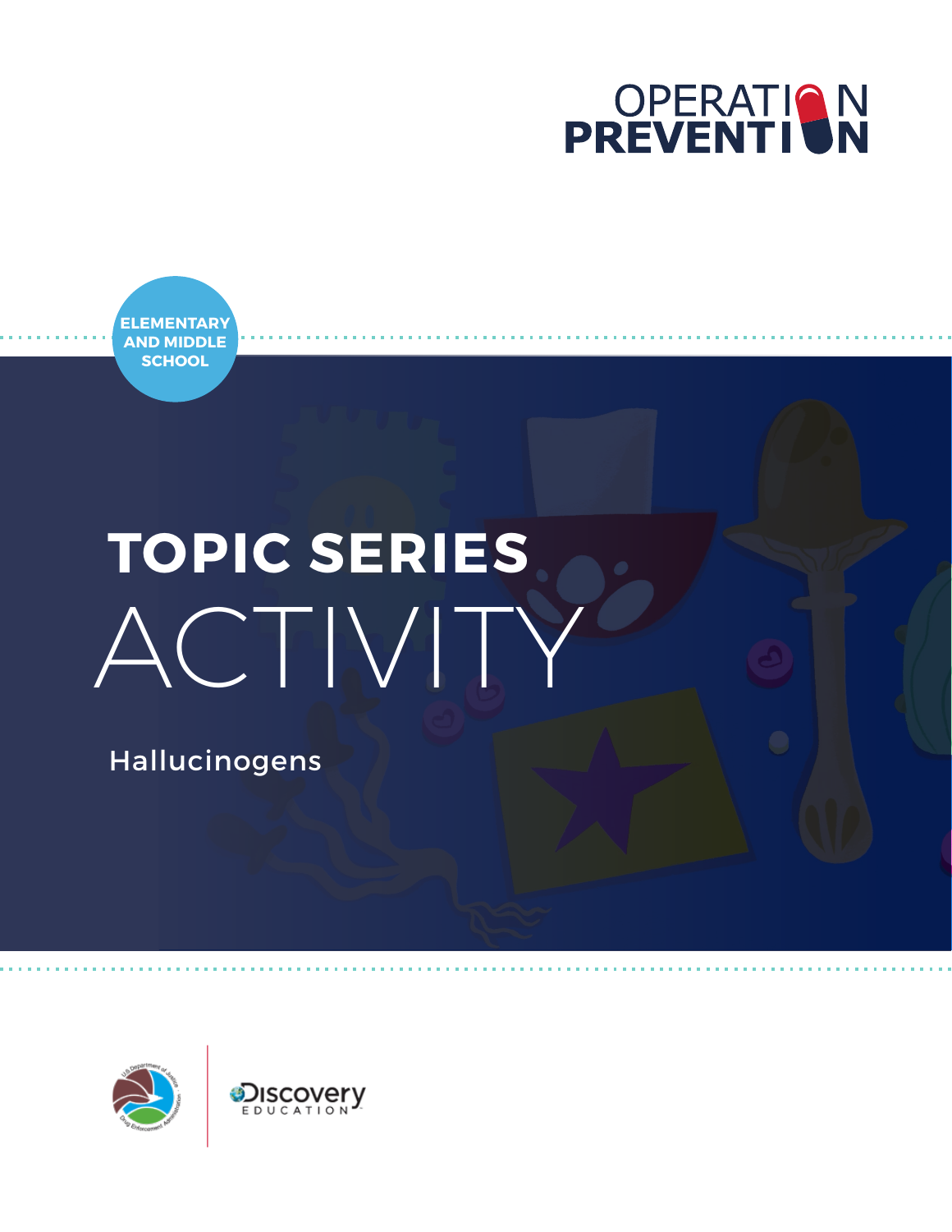# OPERATION PREVENTION

ELEMENTARY AND MIDDLE SCHOOL

# TOPIC SERIES ACTIVITY

## Hallucinogens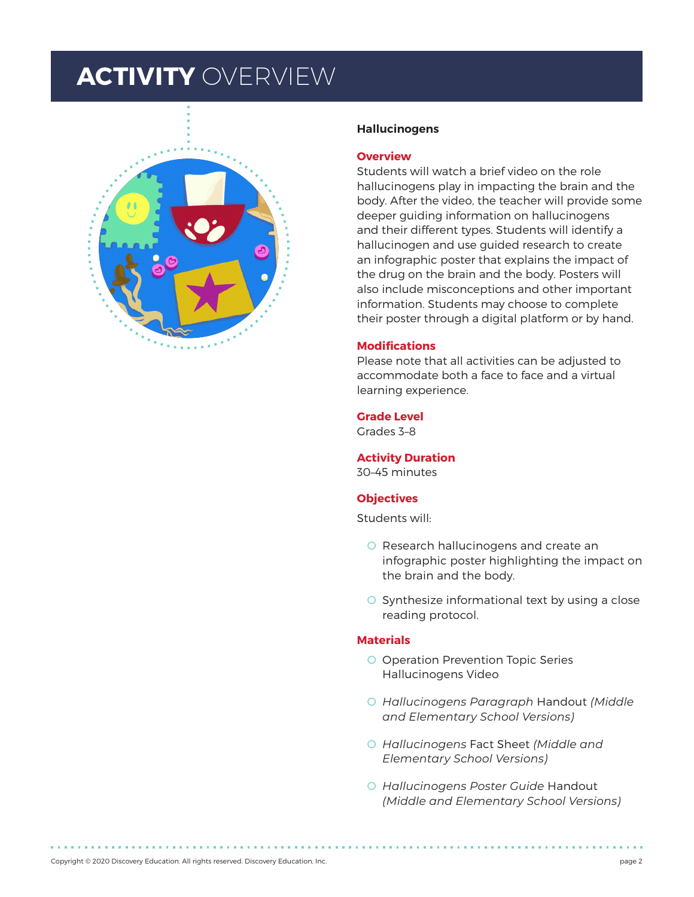# ACTIVITY OVERVIEW

**Hallucinogens**

## Overview

Students will watch a brief video on the role hallucinogens play in impacting the brain and the body. After the video, the teacher will provide some deeper guiding information on hallucinogens and their different types. Students will identify a hallucinogen and use guided research to create an infographic poster that explains the impact of the drug on the brain and the body. Posters will also include misconceptions and other important information. Students may choose to complete their poster through a digital platform or by hand.

## Modifications

Please note that all activities can be adjusted to accommodate both a face to face and a virtual learning experience.

## Grade Level

Grades 3–8

## Activity Duration

30–45 minutes

## Objectives

Students will:

- Research hallucinogens and create an infographic poster highlighting the impact on the brain and the body.
- Synthesize informational text by using a close reading protocol.

## Materials

- Operation Prevention Topic Series Hallucinogens Video
- *Hallucinogens Paragraph* Handout *(Middle and Elementary School Versions)*
- *Hallucinogens* Fact Sheet *(Middle and Elementary School Versions)*
- *Hallucinogens Poster Guide* Handout *(Middle and Elementary School Versions)*

Copyright © 2020 Discovery Education. All rights reserved. Discovery Education, Inc.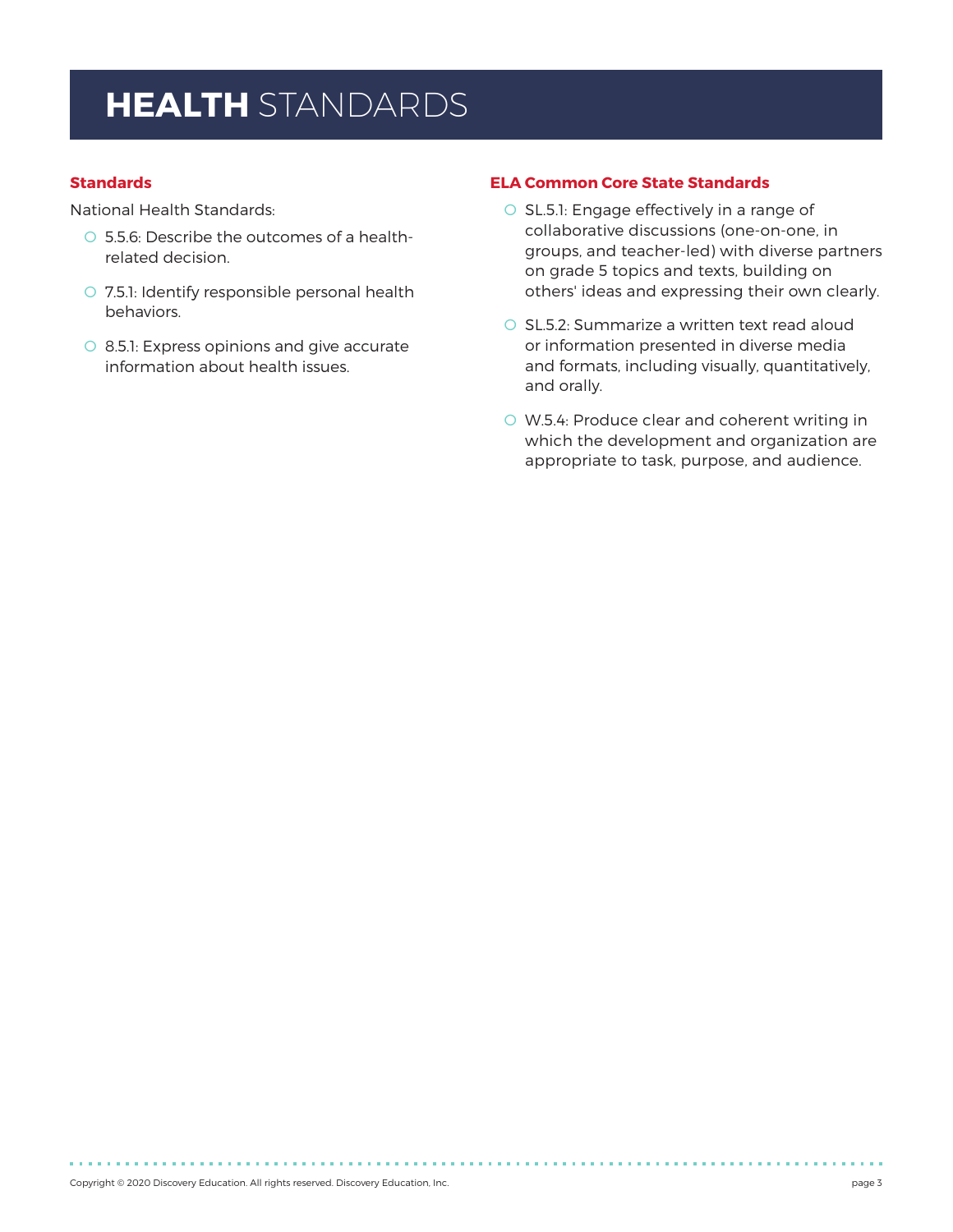# **HEALTH** STANDARDS

### Standards

National Health Standards:

- 5.5.6: Describe the outcomes of a health-related decision.
- 7.5.1: Identify responsible personal health behaviors.
- 8.5.1: Express opinions and give accurate information about health issues.

### ELA Common Core State Standards

- SL.5.1: Engage effectively in a range of collaborative discussions (one-on-one, in groups, and teacher-led) with diverse partners on grade 5 topics and texts, building on others' ideas and expressing their own clearly.
- SL.5.2: Summarize a written text read aloud or information presented in diverse media and formats, including visually, quantitatively, and orally.
- W.5.4: Produce clear and coherent writing in which the development and organization are appropriate to task, purpose, and audience.

Copyright © 2020 Discovery Education. All rights reserved. Discovery Education, Inc.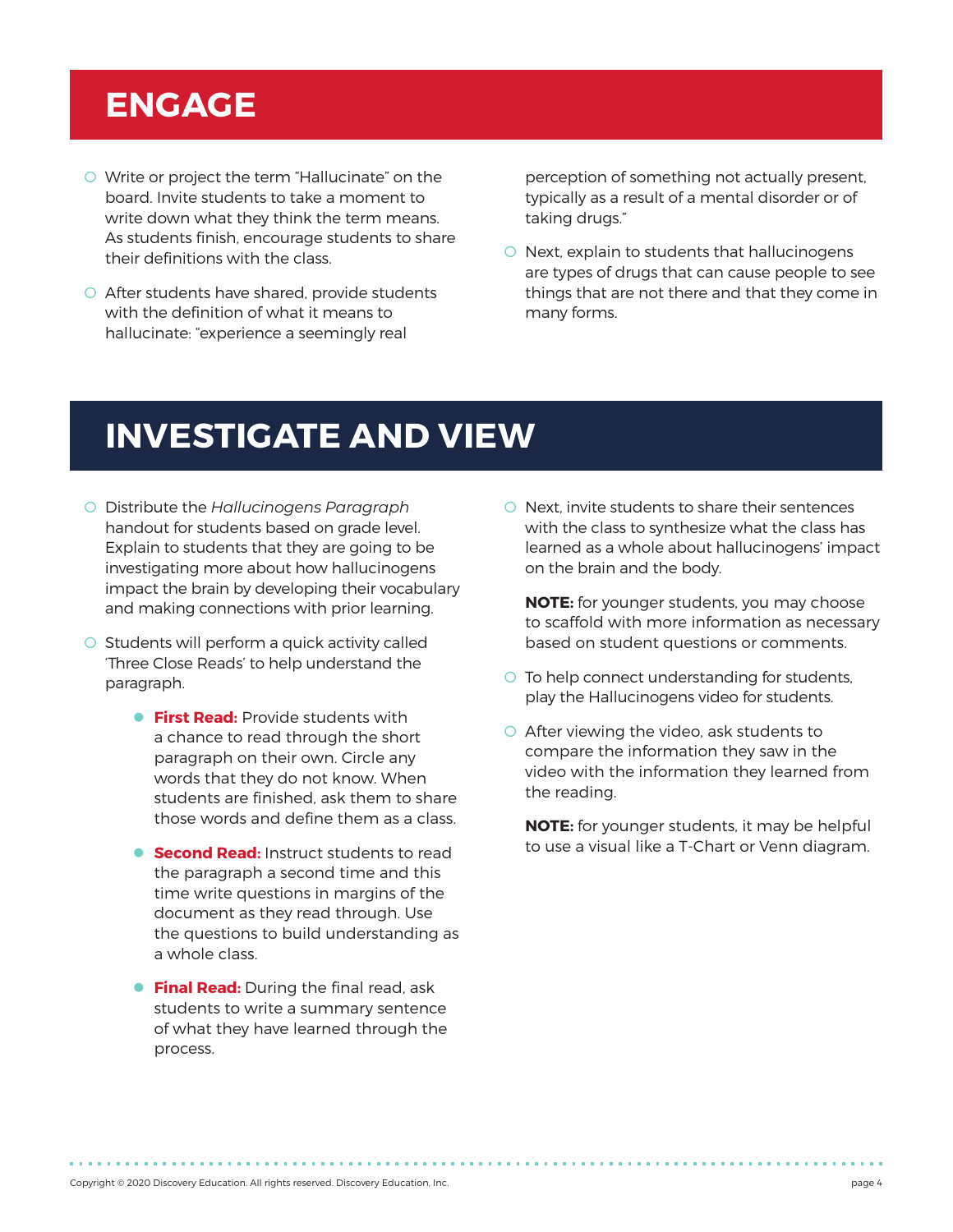## ENGAGE

- Write or project the term "Hallucinate" on the board. Invite students to take a moment to write down what they think the term means. As students finish, encourage students to share their definitions with the class.
- After students have shared, provide students with the definition of what it means to hallucinate: "experience a seemingly real perception of something not actually present, typically as a result of a mental disorder or of taking drugs."
- Next, explain to students that hallucinogens are types of drugs that can cause people to see things that are not there and that they come in many forms.

## INVESTIGATE AND VIEW

- Distribute the *Hallucinogens Paragraph* handout for students based on grade level. Explain to students that they are going to be investigating more about how hallucinogens impact the brain by developing their vocabulary and making connections with prior learning.
- Students will perform a quick activity called 'Three Close Reads' to help understand the paragraph.
  - **First Read:** Provide students with a chance to read through the short paragraph on their own. Circle any words that they do not know. When students are finished, ask them to share those words and define them as a class.
  - **Second Read:** Instruct students to read the paragraph a second time and this time write questions in margins of the document as they read through. Use the questions to build understanding as a whole class.
  - **Final Read:** During the final read, ask students to write a summary sentence of what they have learned through the process.
- Next, invite students to share their sentences with the class to synthesize what the class has learned as a whole about hallucinogens' impact on the brain and the body.

  **NOTE:** for younger students, you may choose to scaffold with more information as necessary based on student questions or comments.
- To help connect understanding for students, play the Hallucinogens video for students.
- After viewing the video, ask students to compare the information they saw in the video with the information they learned from the reading.

  **NOTE:** for younger students, it may be helpful to use a visual like a T-Chart or Venn diagram.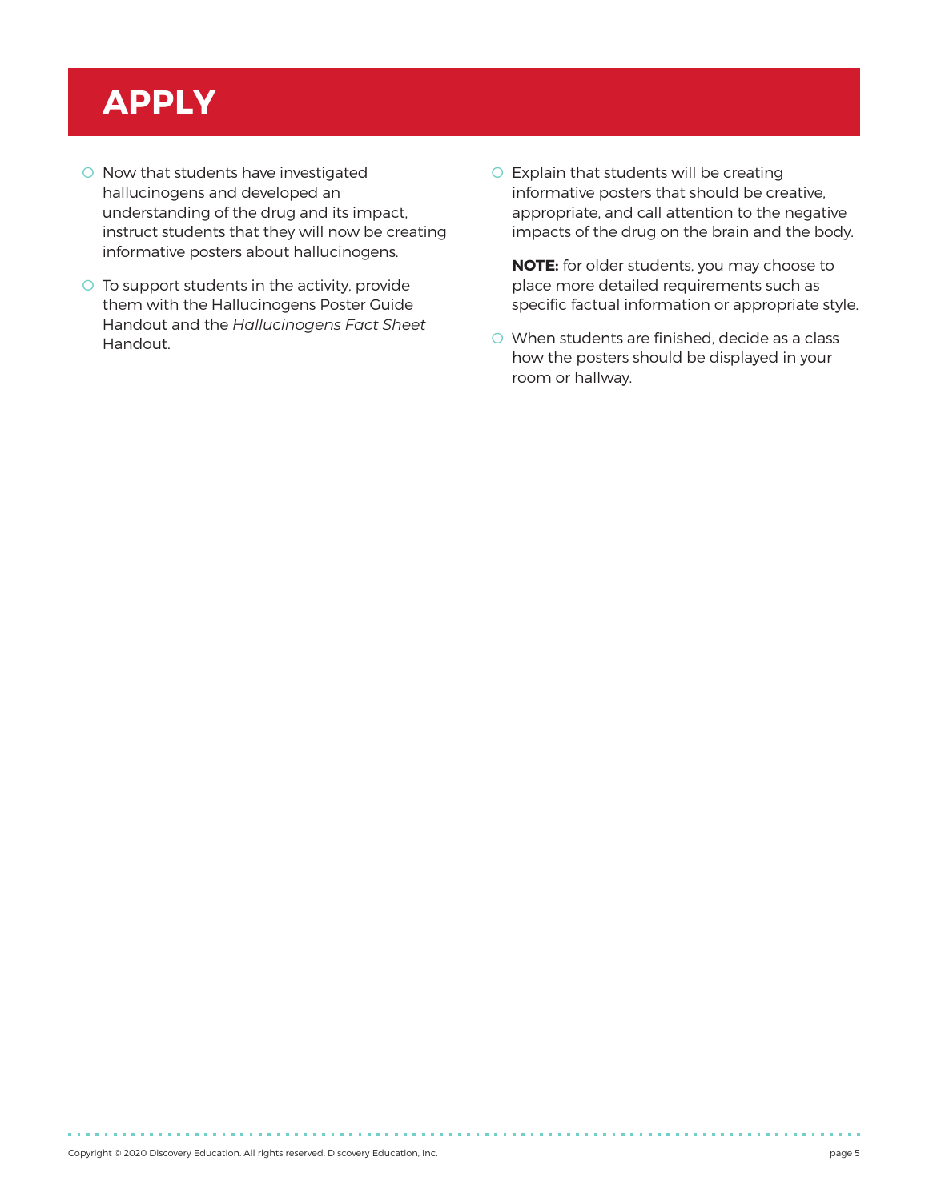# APPLY

- Now that students have investigated hallucinogens and developed an understanding of the drug and its impact, instruct students that they will now be creating informative posters about hallucinogens.
- To support students in the activity, provide them with the Hallucinogens Poster Guide Handout and the *Hallucinogens Fact Sheet* Handout.
- Explain that students will be creating informative posters that should be creative, appropriate, and call attention to the negative impacts of the drug on the brain and the body.

  **NOTE:** for older students, you may choose to place more detailed requirements such as specific factual information or appropriate style.
- When students are finished, decide as a class how the posters should be displayed in your room or hallway.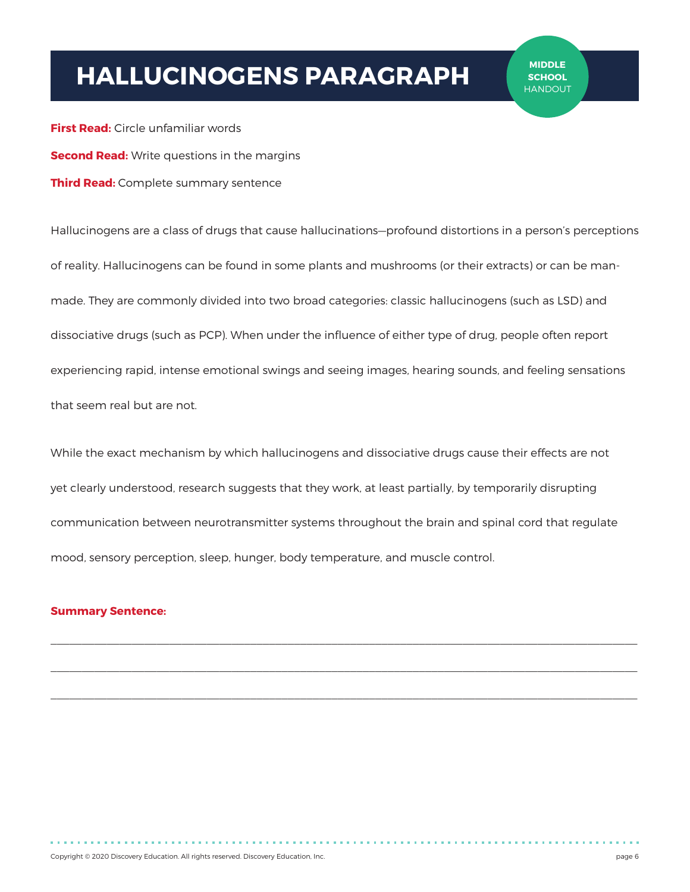# HALLUCINOGENS PARAGRAPH

**MIDDLE SCHOOL** HANDOUT

**First Read:** Circle unfamiliar words

**Second Read:** Write questions in the margins

**Third Read:** Complete summary sentence

Hallucinogens are a class of drugs that cause hallucinations—profound distortions in a person's perceptions of reality. Hallucinogens can be found in some plants and mushrooms (or their extracts) or can be man-made. They are commonly divided into two broad categories: classic hallucinogens (such as LSD) and dissociative drugs (such as PCP). When under the influence of either type of drug, people often report experiencing rapid, intense emotional swings and seeing images, hearing sounds, and feeling sensations that seem real but are not.

While the exact mechanism by which hallucinogens and dissociative drugs cause their effects are not yet clearly understood, research suggests that they work, at least partially, by temporarily disrupting communication between neurotransmitter systems throughout the brain and spinal cord that regulate mood, sensory perception, sleep, hunger, body temperature, and muscle control.

**Summary Sentence:**

\_\_\_\_\_\_\_\_\_\_\_\_\_\_\_\_\_\_\_\_\_\_\_\_\_\_\_\_\_\_\_\_\_\_\_\_\_\_\_\_\_\_\_\_\_\_\_\_\_\_\_\_\_\_\_\_\_\_\_\_\_\_\_\_\_\_\_\_\_\_\_\_\_\_\_\_\_\_

\_\_\_\_\_\_\_\_\_\_\_\_\_\_\_\_\_\_\_\_\_\_\_\_\_\_\_\_\_\_\_\_\_\_\_\_\_\_\_\_\_\_\_\_\_\_\_\_\_\_\_\_\_\_\_\_\_\_\_\_\_\_\_\_\_\_\_\_\_\_\_\_\_\_\_\_\_\_

\_\_\_\_\_\_\_\_\_\_\_\_\_\_\_\_\_\_\_\_\_\_\_\_\_\_\_\_\_\_\_\_\_\_\_\_\_\_\_\_\_\_\_\_\_\_\_\_\_\_\_\_\_\_\_\_\_\_\_\_\_\_\_\_\_\_\_\_\_\_\_\_\_\_\_\_\_\_

Copyright © 2020 Discovery Education. All rights reserved. Discovery Education, Inc.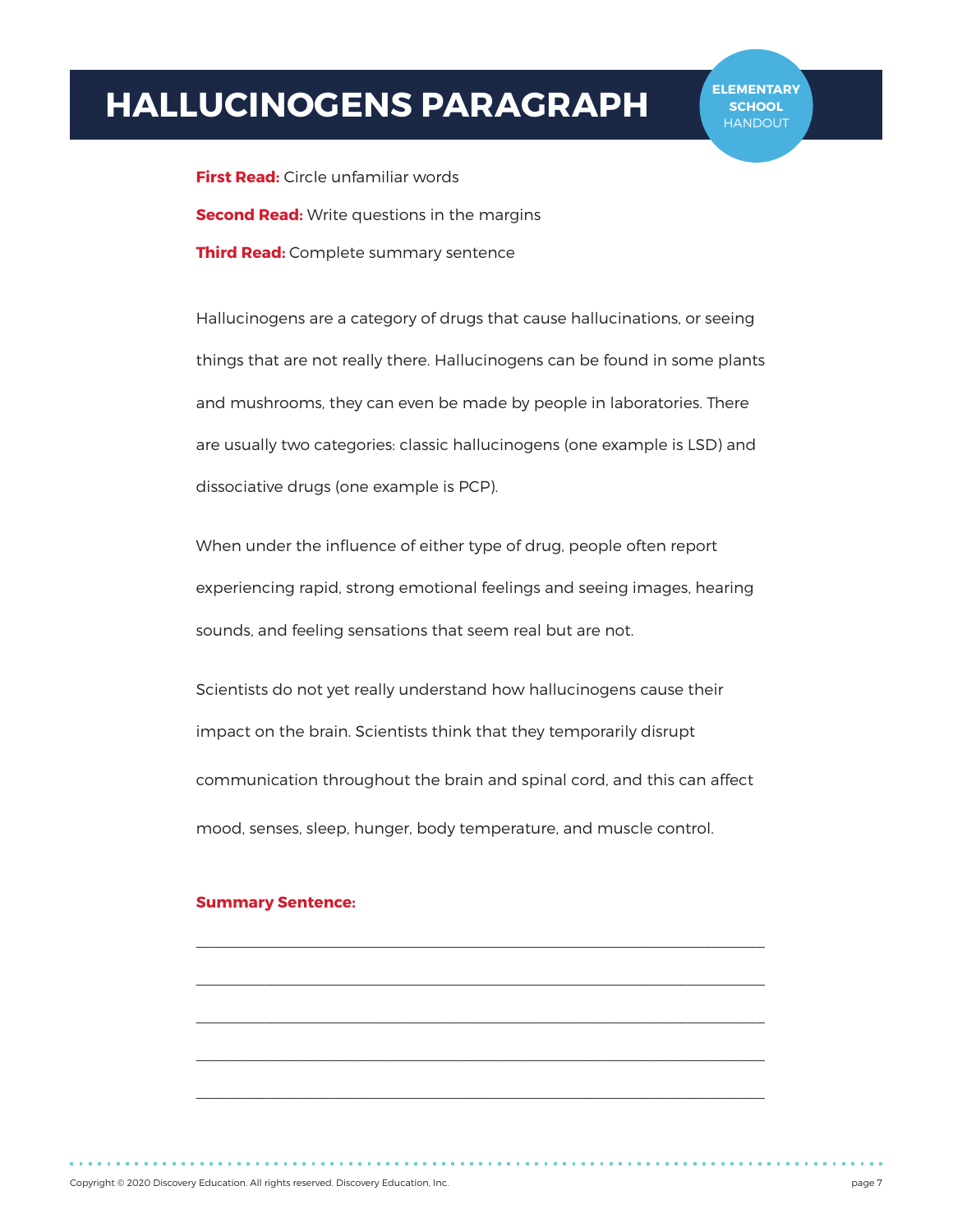# HALLUCINOGENS PARAGRAPH

**ELEMENTARY SCHOOL** HANDOUT

**First Read:** Circle unfamiliar words

**Second Read:** Write questions in the margins

**Third Read:** Complete summary sentence

Hallucinogens are a category of drugs that cause hallucinations, or seeing things that are not really there. Hallucinogens can be found in some plants and mushrooms, they can even be made by people in laboratories. There are usually two categories: classic hallucinogens (one example is LSD) and dissociative drugs (one example is PCP).

When under the influence of either type of drug, people often report experiencing rapid, strong emotional feelings and seeing images, hearing sounds, and feeling sensations that seem real but are not.

Scientists do not yet really understand how hallucinogens cause their impact on the brain. Scientists think that they temporarily disrupt communication throughout the brain and spinal cord, and this can affect mood, senses, sleep, hunger, body temperature, and muscle control.

**Summary Sentence:**

______________________________________________________________________

______________________________________________________________________

______________________________________________________________________

______________________________________________________________________

______________________________________________________________________

Copyright © 2020 Discovery Education. All rights reserved. Discovery Education, Inc.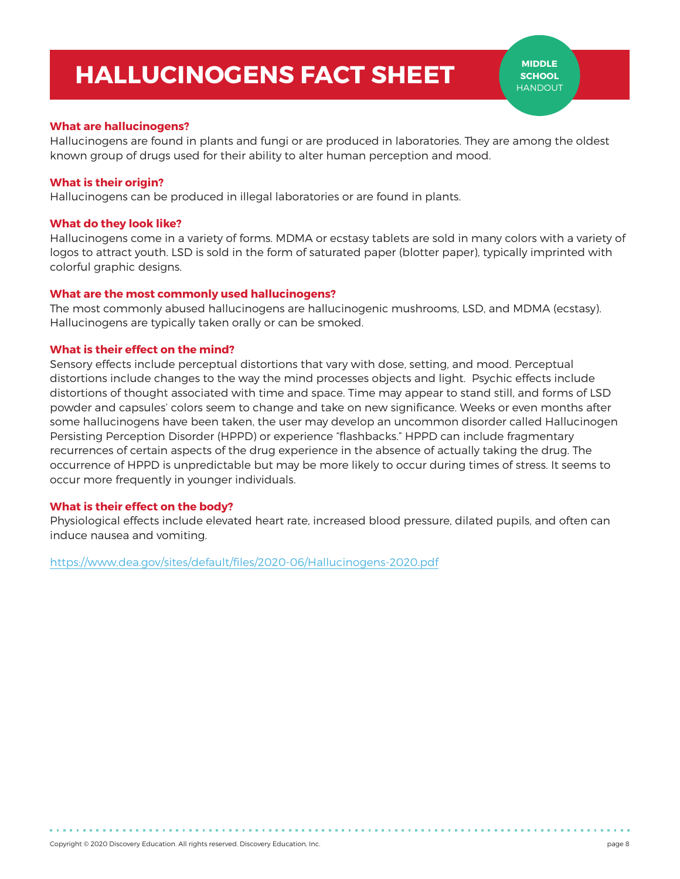# HALLUCINOGENS FACT SHEET

**MIDDLE SCHOOL** HANDOUT

### What are hallucinogens?

Hallucinogens are found in plants and fungi or are produced in laboratories. They are among the oldest known group of drugs used for their ability to alter human perception and mood.

### What is their origin?

Hallucinogens can be produced in illegal laboratories or are found in plants.

### What do they look like?

Hallucinogens come in a variety of forms. MDMA or ecstasy tablets are sold in many colors with a variety of logos to attract youth. LSD is sold in the form of saturated paper (blotter paper), typically imprinted with colorful graphic designs.

### What are the most commonly used hallucinogens?

The most commonly abused hallucinogens are hallucinogenic mushrooms, LSD, and MDMA (ecstasy). Hallucinogens are typically taken orally or can be smoked.

### What is their effect on the mind?

Sensory effects include perceptual distortions that vary with dose, setting, and mood. Perceptual distortions include changes to the way the mind processes objects and light. Psychic effects include distortions of thought associated with time and space. Time may appear to stand still, and forms of LSD powder and capsules' colors seem to change and take on new significance. Weeks or even months after some hallucinogens have been taken, the user may develop an uncommon disorder called Hallucinogen Persisting Perception Disorder (HPPD) or experience "flashbacks." HPPD can include fragmentary recurrences of certain aspects of the drug experience in the absence of actually taking the drug. The occurrence of HPPD is unpredictable but may be more likely to occur during times of stress. It seems to occur more frequently in younger individuals.

### What is their effect on the body?

Physiological effects include elevated heart rate, increased blood pressure, dilated pupils, and often can induce nausea and vomiting.

https://www.dea.gov/sites/default/files/2020-06/Hallucinogens-2020.pdf

Copyright © 2020 Discovery Education. All rights reserved. Discovery Education, Inc.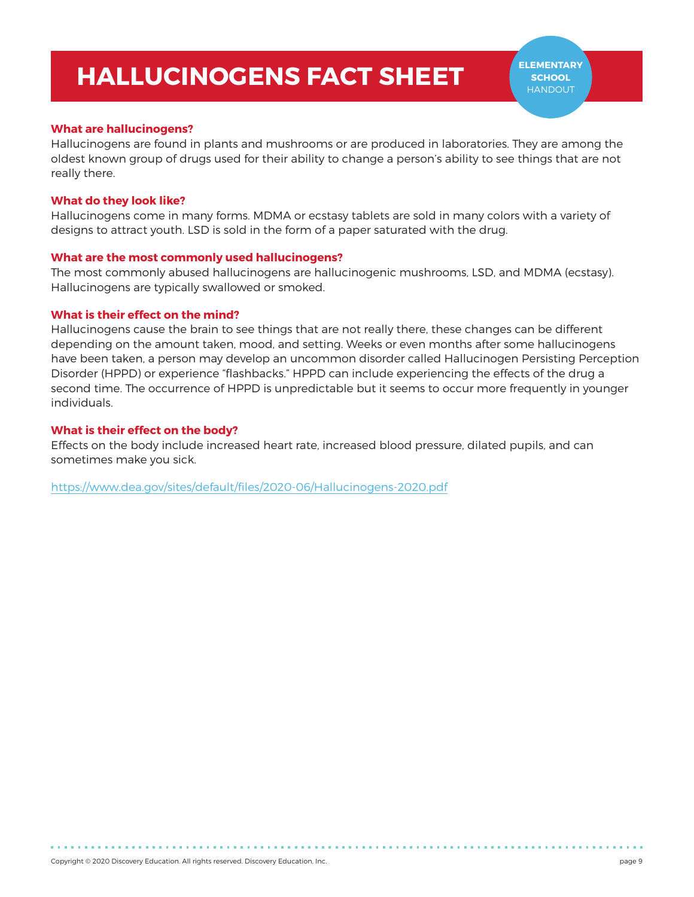# HALLUCINOGENS FACT SHEET

**ELEMENTARY SCHOOL** HANDOUT

**What are hallucinogens?**

Hallucinogens are found in plants and mushrooms or are produced in laboratories. They are among the oldest known group of drugs used for their ability to change a person's ability to see things that are not really there.

**What do they look like?**

Hallucinogens come in many forms. MDMA or ecstasy tablets are sold in many colors with a variety of designs to attract youth. LSD is sold in the form of a paper saturated with the drug.

**What are the most commonly used hallucinogens?**

The most commonly abused hallucinogens are hallucinogenic mushrooms, LSD, and MDMA (ecstasy). Hallucinogens are typically swallowed or smoked.

**What is their effect on the mind?**

Hallucinogens cause the brain to see things that are not really there, these changes can be different depending on the amount taken, mood, and setting. Weeks or even months after some hallucinogens have been taken, a person may develop an uncommon disorder called Hallucinogen Persisting Perception Disorder (HPPD) or experience "flashbacks." HPPD can include experiencing the effects of the drug a second time. The occurrence of HPPD is unpredictable but it seems to occur more frequently in younger individuals.

**What is their effect on the body?**

Effects on the body include increased heart rate, increased blood pressure, dilated pupils, and can sometimes make you sick.

https://www.dea.gov/sites/default/files/2020-06/Hallucinogens-2020.pdf

Copyright © 2020 Discovery Education. All rights reserved. Discovery Education, Inc.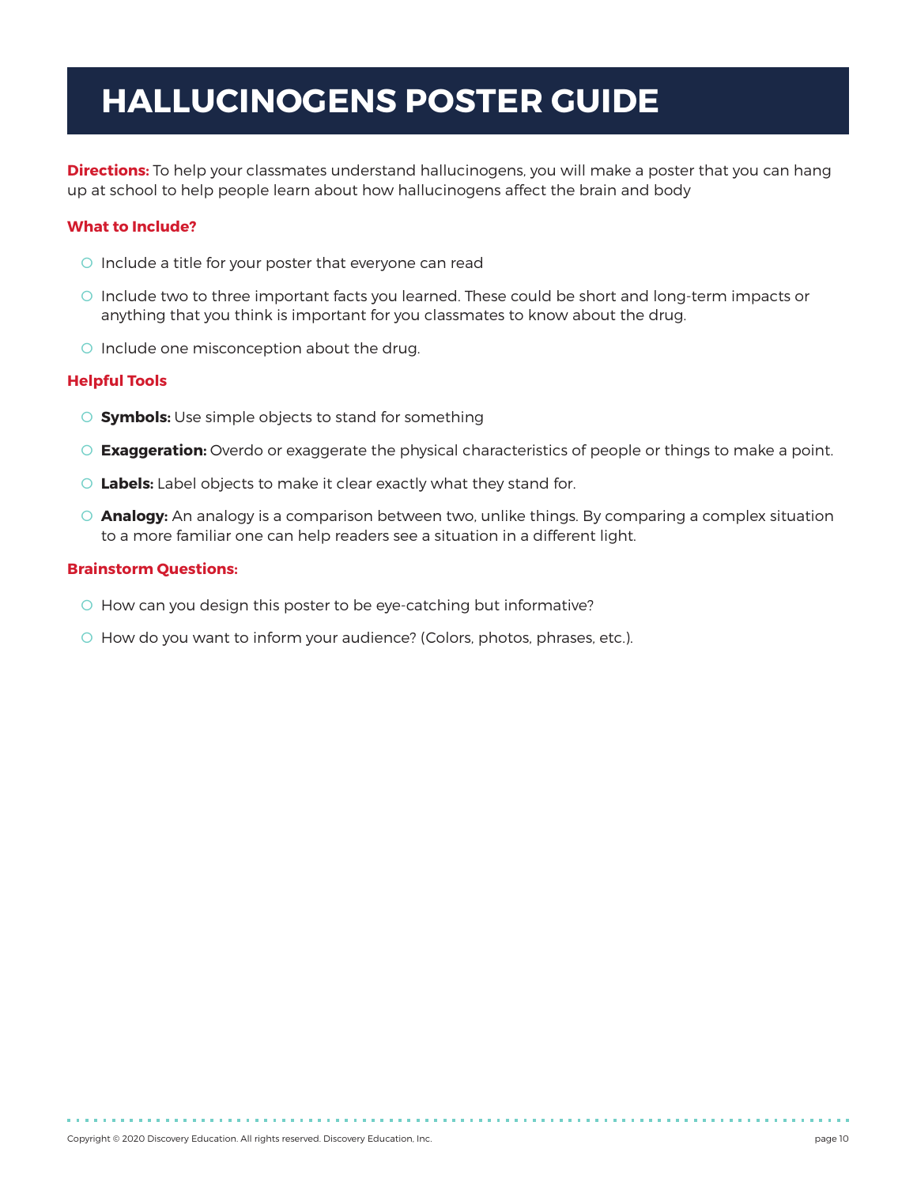# HALLUCINOGENS POSTER GUIDE

**Directions:** To help your classmates understand hallucinogens, you will make a poster that you can hang up at school to help people learn about how hallucinogens affect the brain and body

**What to Include?**

- Include a title for your poster that everyone can read
- Include two to three important facts you learned. These could be short and long-term impacts or anything that you think is important for you classmates to know about the drug.
- Include one misconception about the drug.

**Helpful Tools**

- **Symbols:** Use simple objects to stand for something
- **Exaggeration:** Overdo or exaggerate the physical characteristics of people or things to make a point.
- **Labels:** Label objects to make it clear exactly what they stand for.
- **Analogy:** An analogy is a comparison between two, unlike things. By comparing a complex situation to a more familiar one can help readers see a situation in a different light.

**Brainstorm Questions:**

- How can you design this poster to be eye-catching but informative?
- How do you want to inform your audience? (Colors, photos, phrases, etc.).

Copyright © 2020 Discovery Education. All rights reserved. Discovery Education, Inc.